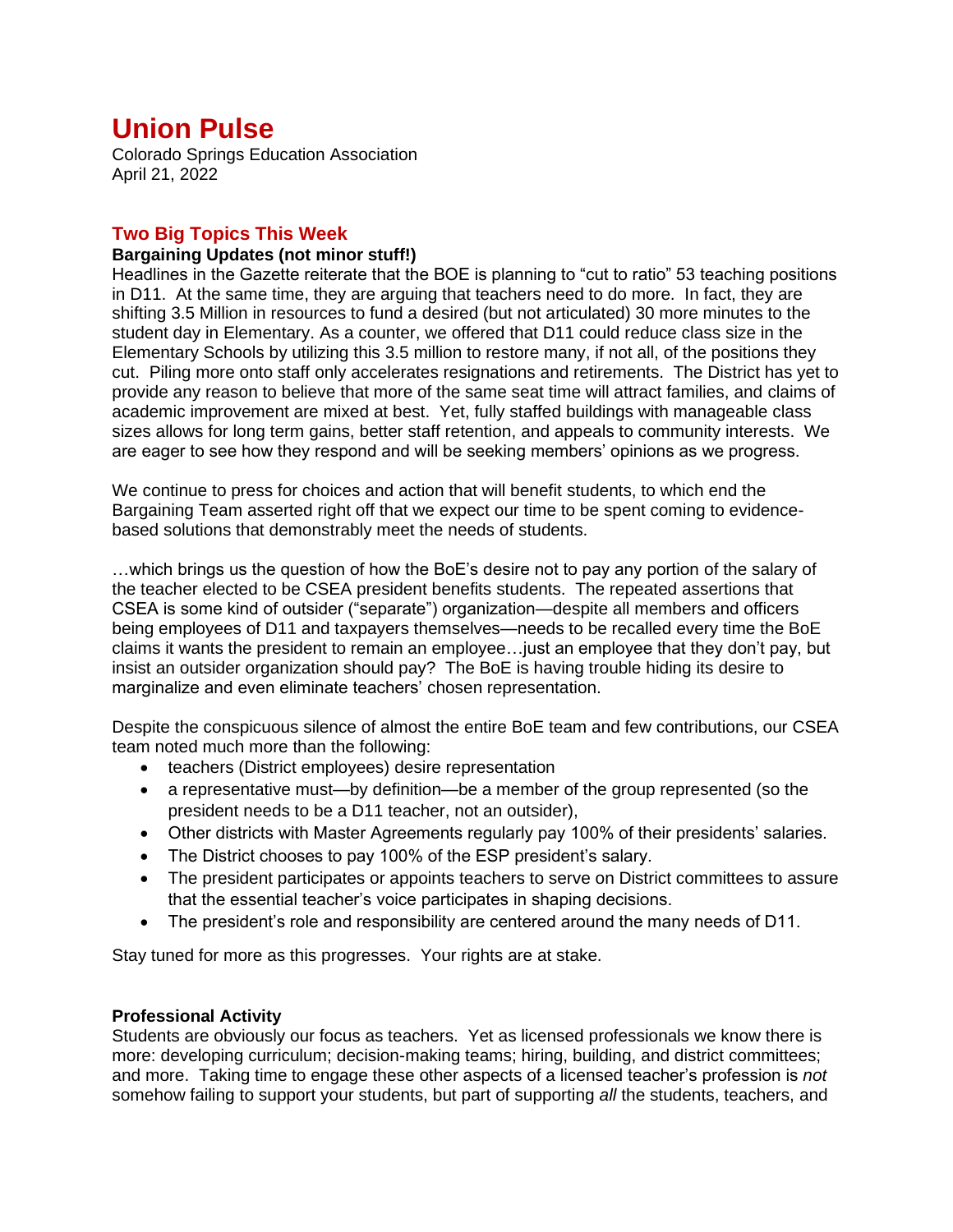# Union Pulse

Colorado Springs Education Association
April 21, 2022

## Two Big Topics This Week

**Bargaining Updates (not minor stuff!)**

Headlines in the Gazette reiterate that the BOE is planning to "cut to ratio" 53 teaching positions in D11. At the same time, they are arguing that teachers need to do more. In fact, they are shifting 3.5 Million in resources to fund a desired (but not articulated) 30 more minutes to the student day in Elementary. As a counter, we offered that D11 could reduce class size in the Elementary Schools by utilizing this 3.5 million to restore many, if not all, of the positions they cut. Piling more onto staff only accelerates resignations and retirements. The District has yet to provide any reason to believe that more of the same seat time will attract families, and claims of academic improvement are mixed at best. Yet, fully staffed buildings with manageable class sizes allows for long term gains, better staff retention, and appeals to community interests. We are eager to see how they respond and will be seeking members' opinions as we progress.

We continue to press for choices and action that will benefit students, to which end the Bargaining Team asserted right off that we expect our time to be spent coming to evidence-based solutions that demonstrably meet the needs of students.

…which brings us the question of how the BoE's desire not to pay any portion of the salary of the teacher elected to be CSEA president benefits students. The repeated assertions that CSEA is some kind of outsider ("separate") organization—despite all members and officers being employees of D11 and taxpayers themselves—needs to be recalled every time the BoE claims it wants the president to remain an employee…just an employee that they don't pay, but insist an outsider organization should pay? The BoE is having trouble hiding its desire to marginalize and even eliminate teachers' chosen representation.

Despite the conspicuous silence of almost the entire BoE team and few contributions, our CSEA team noted much more than the following:

- teachers (District employees) desire representation
- a representative must—by definition—be a member of the group represented (so the president needs to be a D11 teacher, not an outsider),
- Other districts with Master Agreements regularly pay 100% of their presidents' salaries.
- The District chooses to pay 100% of the ESP president's salary.
- The president participates or appoints teachers to serve on District committees to assure that the essential teacher's voice participates in shaping decisions.
- The president's role and responsibility are centered around the many needs of D11.

Stay tuned for more as this progresses. Your rights are at stake.

**Professional Activity**

Students are obviously our focus as teachers. Yet as licensed professionals we know there is more: developing curriculum; decision-making teams; hiring, building, and district committees; and more. Taking time to engage these other aspects of a licensed teacher's profession is *not* somehow failing to support your students, but part of supporting *all* the students, teachers, and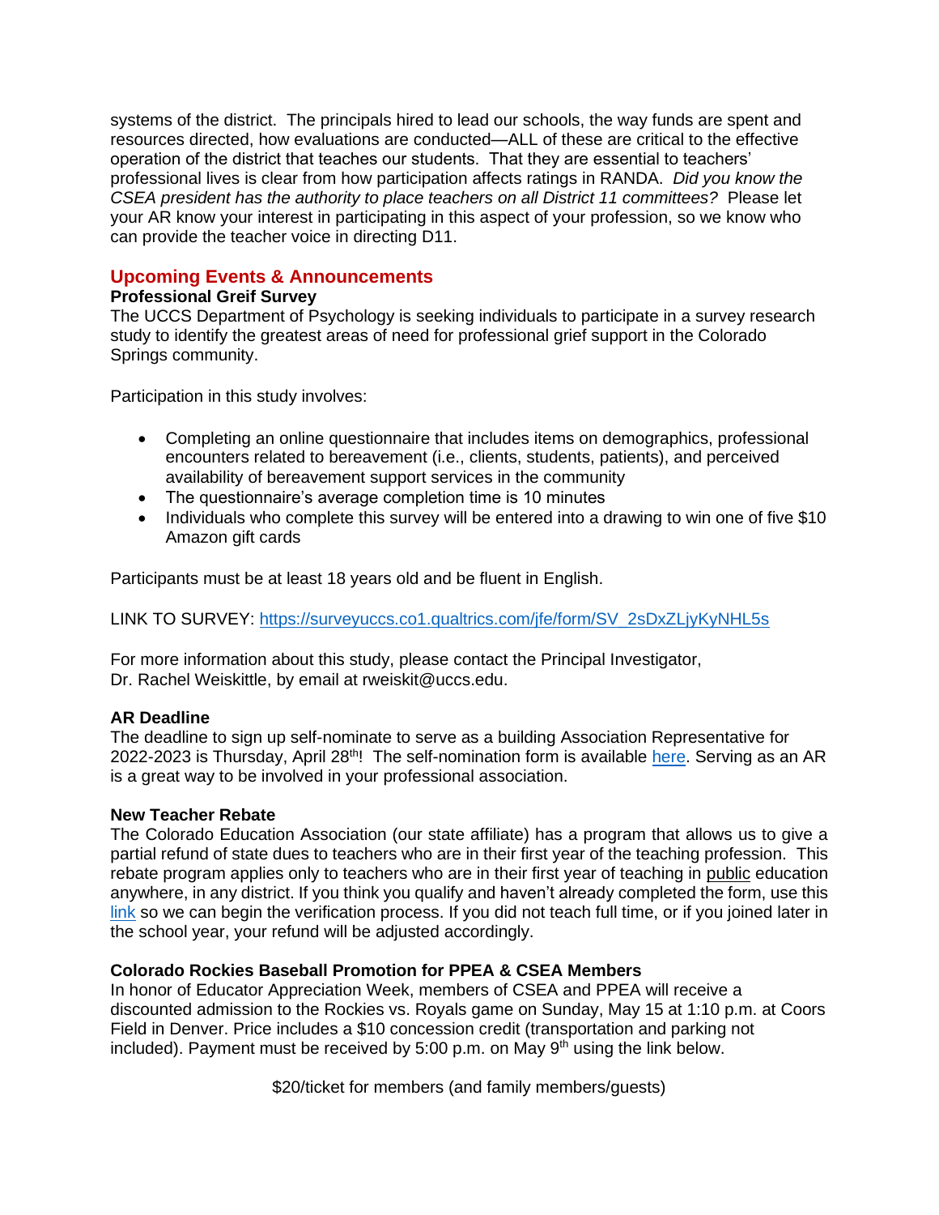systems of the district. The principals hired to lead our schools, the way funds are spent and resources directed, how evaluations are conducted—ALL of these are critical to the effective operation of the district that teaches our students. That they are essential to teachers' professional lives is clear from how participation affects ratings in RANDA. *Did you know the CSEA president has the authority to place teachers on all District 11 committees?* Please let your AR know your interest in participating in this aspect of your profession, so we know who can provide the teacher voice in directing D11.

## Upcoming Events & Announcements

**Professional Greif Survey**

The UCCS Department of Psychology is seeking individuals to participate in a survey research study to identify the greatest areas of need for professional grief support in the Colorado Springs community.

Participation in this study involves:

- Completing an online questionnaire that includes items on demographics, professional encounters related to bereavement (i.e., clients, students, patients), and perceived availability of bereavement support services in the community
- The questionnaire's average completion time is 10 minutes
- Individuals who complete this survey will be entered into a drawing to win one of five $10 Amazon gift cards

Participants must be at least 18 years old and be fluent in English.

LINK TO SURVEY: https://surveyuccs.co1.qualtrics.com/jfe/form/SV_2sDxZLjyKyNHL5s

For more information about this study, please contact the Principal Investigator, Dr. Rachel Weiskittle, by email at rweiskit@uccs.edu.

**AR Deadline**

The deadline to sign up self-nominate to serve as a building Association Representative for 2022-2023 is Thursday, April 28th! The self-nomination form is available here. Serving as an AR is a great way to be involved in your professional association.

**New Teacher Rebate**

The Colorado Education Association (our state affiliate) has a program that allows us to give a partial refund of state dues to teachers who are in their first year of the teaching profession. This rebate program applies only to teachers who are in their first year of teaching in public education anywhere, in any district. If you think you qualify and haven't already completed the form, use this link so we can begin the verification process. If you did not teach full time, or if you joined later in the school year, your refund will be adjusted accordingly.

**Colorado Rockies Baseball Promotion for PPEA & CSEA Members**

In honor of Educator Appreciation Week, members of CSEA and PPEA will receive a discounted admission to the Rockies vs. Royals game on Sunday, May 15 at 1:10 p.m. at Coors Field in Denver. Price includes a $10 concession credit (transportation and parking not included). Payment must be received by 5:00 p.m. on May 9th using the link below.

$20/ticket for members (and family members/guests)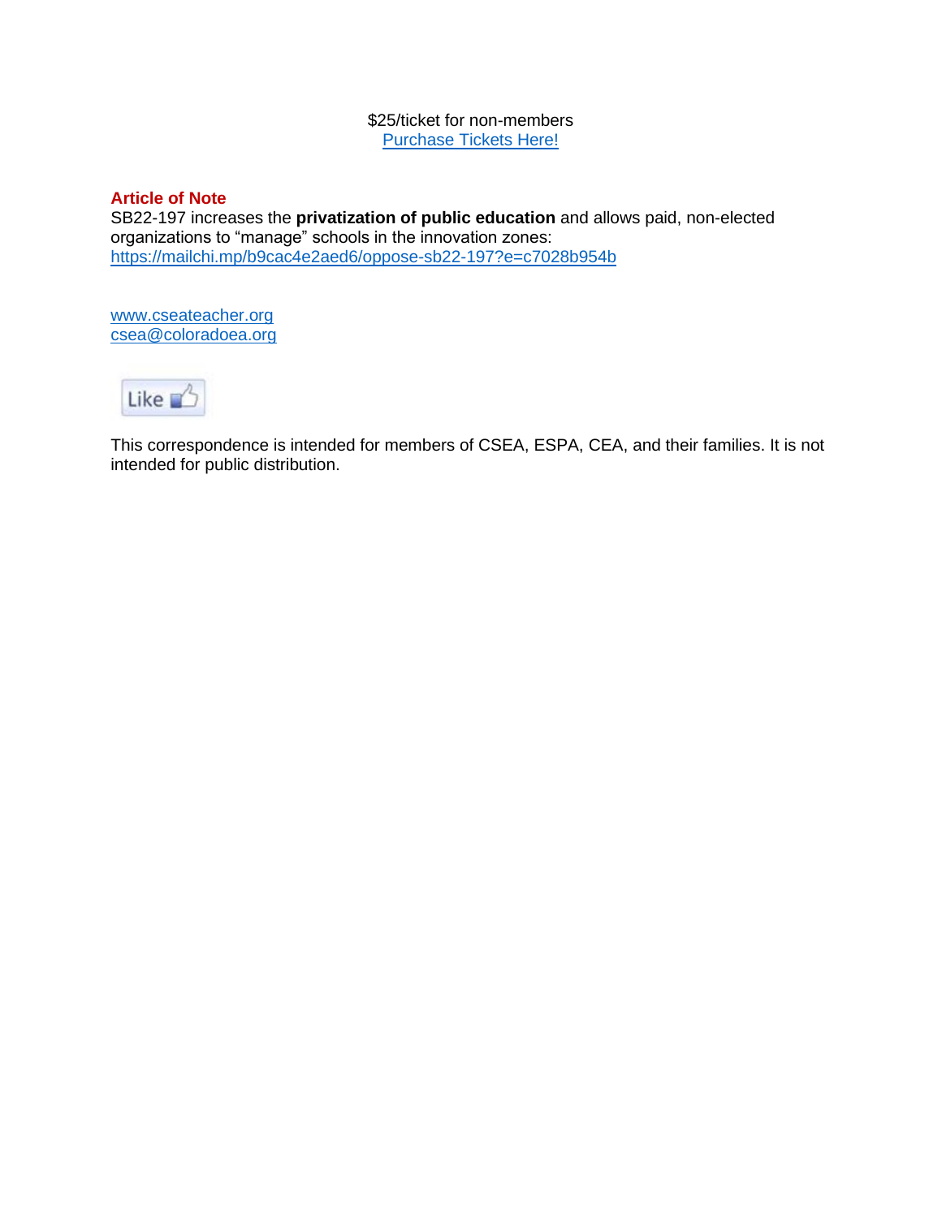$25/ticket for non-members
Purchase Tickets Here!

**Article of Note**

SB22-197 increases the **privatization of public education** and allows paid, non-elected organizations to “manage” schools in the innovation zones: https://mailchi.mp/b9cac4e2aed6/oppose-sb22-197?e=c7028b954b

www.cseateacher.org
csea@coloradoea.org

Like

This correspondence is intended for members of CSEA, ESPA, CEA, and their families. It is not intended for public distribution.